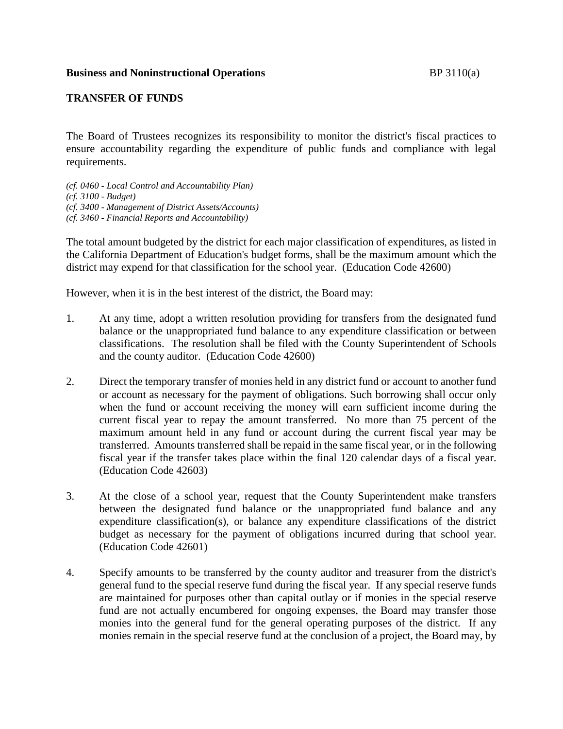**Business and Noninstructional Operations** BP 3110(a)

**TRANSFER OF FUNDS**

The Board of Trustees recognizes its responsibility to monitor the district's fiscal practices to ensure accountability regarding the expenditure of public funds and compliance with legal requirements.

*(cf. 0460 - Local Control and Accountability Plan)*
*(cf. 3100 - Budget)*
*(cf. 3400 - Management of District Assets/Accounts)*
*(cf. 3460 - Financial Reports and Accountability)*

The total amount budgeted by the district for each major classification of expenditures, as listed in the California Department of Education's budget forms, shall be the maximum amount which the district may expend for that classification for the school year. (Education Code 42600)

However, when it is in the best interest of the district, the Board may:

1. At any time, adopt a written resolution providing for transfers from the designated fund balance or the unappropriated fund balance to any expenditure classification or between classifications. The resolution shall be filed with the County Superintendent of Schools and the county auditor. (Education Code 42600)

2. Direct the temporary transfer of monies held in any district fund or account to another fund or account as necessary for the payment of obligations. Such borrowing shall occur only when the fund or account receiving the money will earn sufficient income during the current fiscal year to repay the amount transferred. No more than 75 percent of the maximum amount held in any fund or account during the current fiscal year may be transferred. Amounts transferred shall be repaid in the same fiscal year, or in the following fiscal year if the transfer takes place within the final 120 calendar days of a fiscal year. (Education Code 42603)

3. At the close of a school year, request that the County Superintendent make transfers between the designated fund balance or the unappropriated fund balance and any expenditure classification(s), or balance any expenditure classifications of the district budget as necessary for the payment of obligations incurred during that school year. (Education Code 42601)

4. Specify amounts to be transferred by the county auditor and treasurer from the district's general fund to the special reserve fund during the fiscal year. If any special reserve funds are maintained for purposes other than capital outlay or if monies in the special reserve fund are not actually encumbered for ongoing expenses, the Board may transfer those monies into the general fund for the general operating purposes of the district. If any monies remain in the special reserve fund at the conclusion of a project, the Board may, by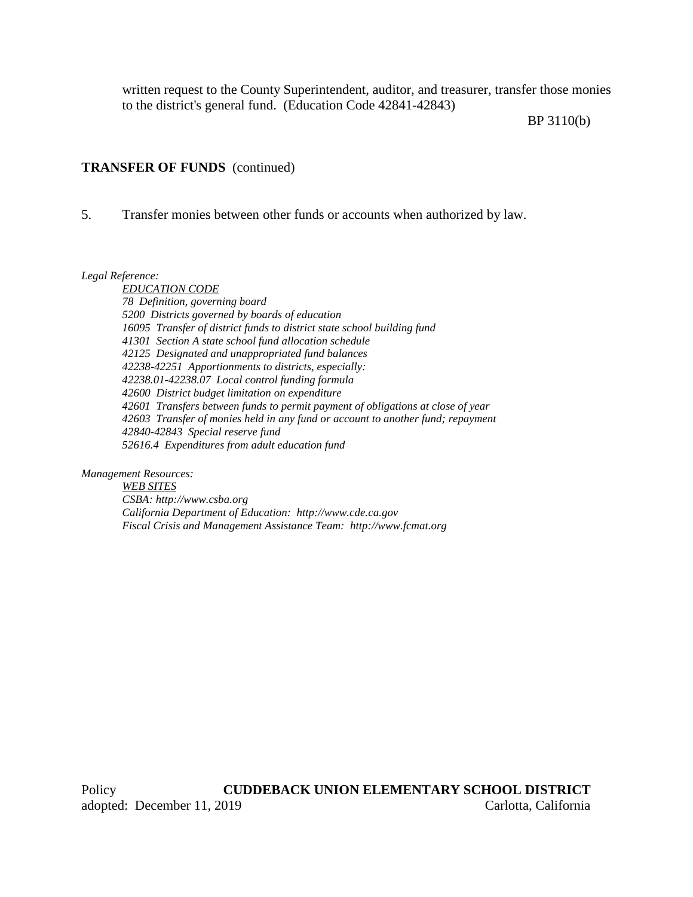written request to the County Superintendent, auditor, and treasurer, transfer those monies to the district's general fund. (Education Code 42841-42843)

**TRANSFER OF FUNDS** (continued)

5. Transfer monies between other funds or accounts when authorized by law.

*Legal Reference:*

*EDUCATION CODE*

*78 Definition, governing board*
*5200 Districts governed by boards of education*
*16095 Transfer of district funds to district state school building fund*
*41301 Section A state school fund allocation schedule*
*42125 Designated and unappropriated fund balances*
*42238-42251 Apportionments to districts, especially:*
*42238.01-42238.07 Local control funding formula*
*42600 District budget limitation on expenditure*
*42601 Transfers between funds to permit payment of obligations at close of year*
*42603 Transfer of monies held in any fund or account to another fund; repayment*
*42840-42843 Special reserve fund*
*52616.4 Expenditures from adult education fund*

*Management Resources:*

*WEB SITES*

*CSBA: http://www.csba.org*
*California Department of Education: http://www.cde.ca.gov*
*Fiscal Crisis and Management Assistance Team: http://www.fcmat.org*

Policy **CUDDEBACK UNION ELEMENTARY SCHOOL DISTRICT**
adopted: December 11, 2019 Carlotta, California